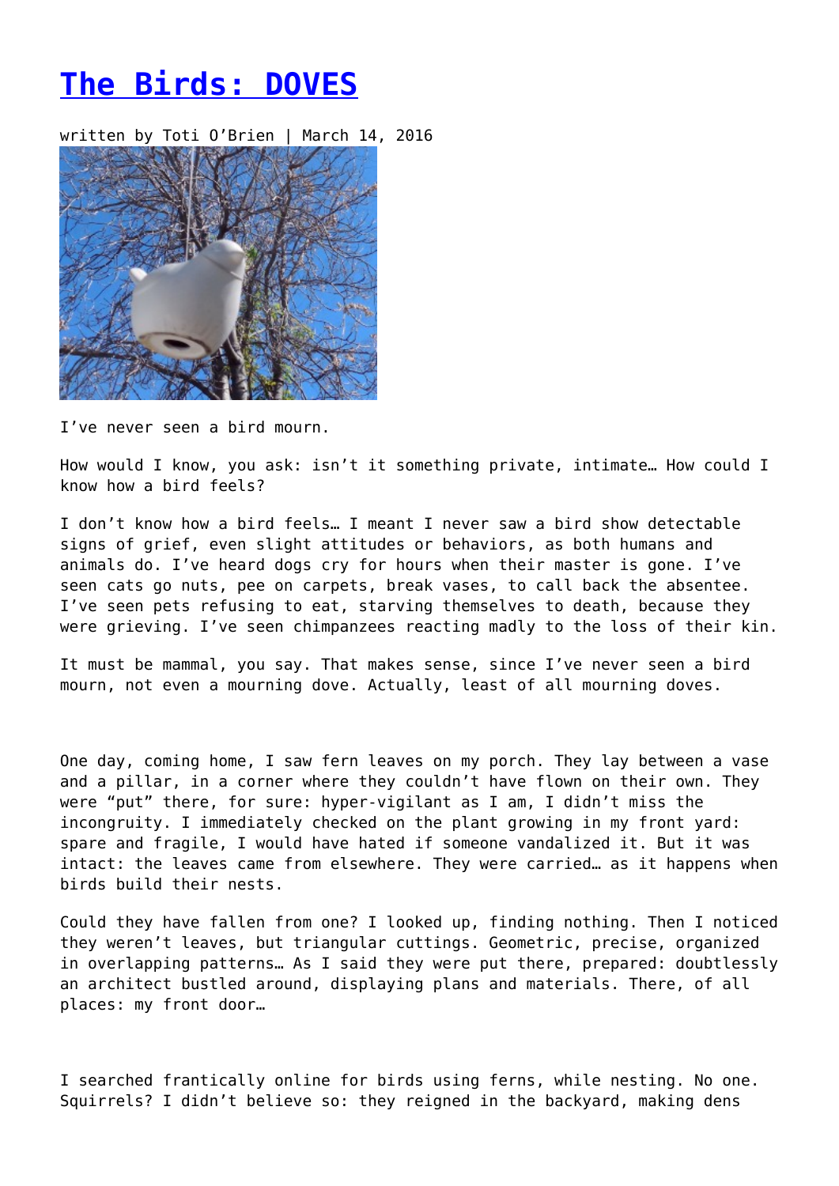# The Birds: DOVES

written by Toti O'Brien | March 14, 2016

I've never seen a bird mourn.

How would I know, you ask: isn't it something private, intimate… How could I know how a bird feels?

I don't know how a bird feels… I meant I never saw a bird show detectable signs of grief, even slight attitudes or behaviors, as both humans and animals do. I've heard dogs cry for hours when their master is gone. I've seen cats go nuts, pee on carpets, break vases, to call back the absentee. I've seen pets refusing to eat, starving themselves to death, because they were grieving. I've seen chimpanzees reacting madly to the loss of their kin.

It must be mammal, you say. That makes sense, since I've never seen a bird mourn, not even a mourning dove. Actually, least of all mourning doves.

One day, coming home, I saw fern leaves on my porch. They lay between a vase and a pillar, in a corner where they couldn't have flown on their own. They were "put" there, for sure: hyper-vigilant as I am, I didn't miss the incongruity. I immediately checked on the plant growing in my front yard: spare and fragile, I would have hated if someone vandalized it. But it was intact: the leaves came from elsewhere. They were carried… as it happens when birds build their nests.

Could they have fallen from one? I looked up, finding nothing. Then I noticed they weren't leaves, but triangular cuttings. Geometric, precise, organized in overlapping patterns… As I said they were put there, prepared: doubtlessly an architect bustled around, displaying plans and materials. There, of all places: my front door…

I searched frantically online for birds using ferns, while nesting. No one. Squirrels? I didn't believe so: they reigned in the backyard, making dens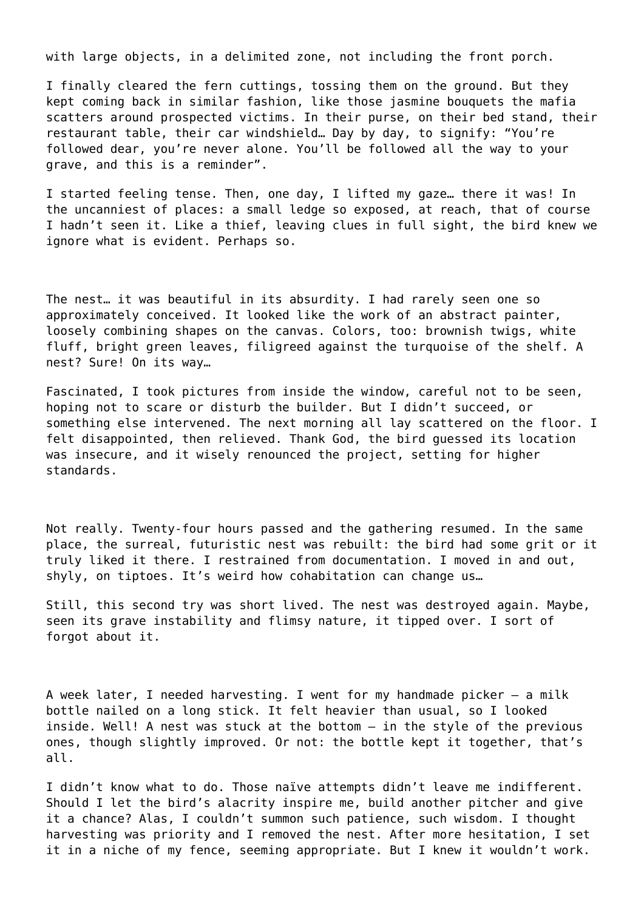with large objects, in a delimited zone, not including the front porch.

I finally cleared the fern cuttings, tossing them on the ground. But they kept coming back in similar fashion, like those jasmine bouquets the mafia scatters around prospected victims. In their purse, on their bed stand, their restaurant table, their car windshield… Day by day, to signify: “You’re followed dear, you’re never alone. You’ll be followed all the way to your grave, and this is a reminder”.

I started feeling tense. Then, one day, I lifted my gaze… there it was! In the uncanniest of places: a small ledge so exposed, at reach, that of course I hadn’t seen it. Like a thief, leaving clues in full sight, the bird knew we ignore what is evident. Perhaps so.

The nest… it was beautiful in its absurdity. I had rarely seen one so approximately conceived. It looked like the work of an abstract painter, loosely combining shapes on the canvas. Colors, too: brownish twigs, white fluff, bright green leaves, filigreed against the turquoise of the shelf. A nest? Sure! On its way…

Fascinated, I took pictures from inside the window, careful not to be seen, hoping not to scare or disturb the builder. But I didn’t succeed, or something else intervened. The next morning all lay scattered on the floor. I felt disappointed, then relieved. Thank God, the bird guessed its location was insecure, and it wisely renounced the project, setting for higher standards.

Not really. Twenty-four hours passed and the gathering resumed. In the same place, the surreal, futuristic nest was rebuilt: the bird had some grit or it truly liked it there. I restrained from documentation. I moved in and out, shyly, on tiptoes. It’s weird how cohabitation can change us…

Still, this second try was short lived. The nest was destroyed again. Maybe, seen its grave instability and flimsy nature, it tipped over. I sort of forgot about it.

A week later, I needed harvesting. I went for my handmade picker – a milk bottle nailed on a long stick. It felt heavier than usual, so I looked inside. Well! A nest was stuck at the bottom – in the style of the previous ones, though slightly improved. Or not: the bottle kept it together, that’s all.

I didn’t know what to do. Those naïve attempts didn’t leave me indifferent. Should I let the bird’s alacrity inspire me, build another pitcher and give it a chance? Alas, I couldn’t summon such patience, such wisdom. I thought harvesting was priority and I removed the nest. After more hesitation, I set it in a niche of my fence, seeming appropriate. But I knew it wouldn’t work.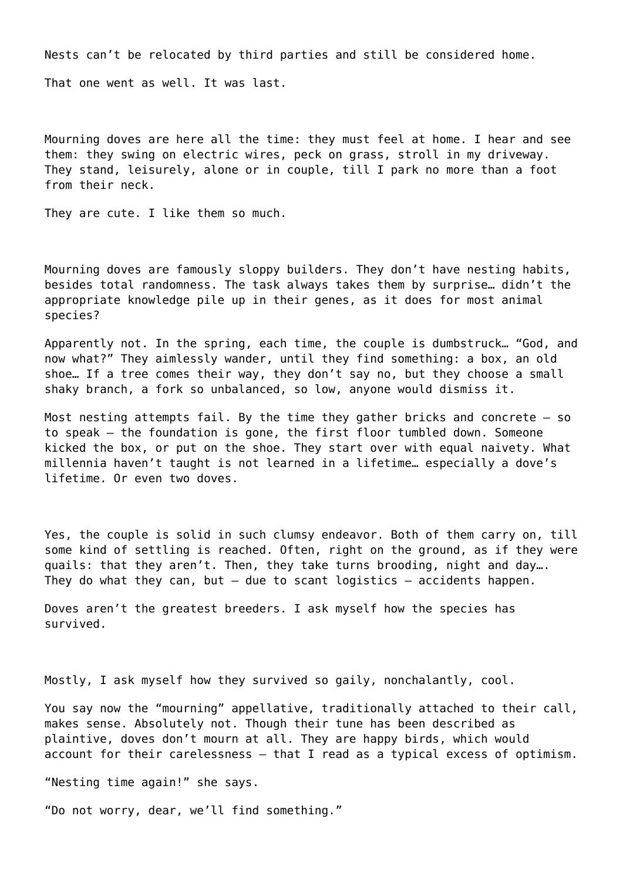Nests can’t be relocated by third parties and still be considered home.

That one went as well. It was last.

Mourning doves are here all the time: they must feel at home. I hear and see them: they swing on electric wires, peck on grass, stroll in my driveway. They stand, leisurely, alone or in couple, till I park no more than a foot from their neck.

They are cute. I like them so much.

Mourning doves are famously sloppy builders. They don’t have nesting habits, besides total randomness. The task always takes them by surprise… didn’t the appropriate knowledge pile up in their genes, as it does for most animal species?

Apparently not. In the spring, each time, the couple is dumbstruck… “God, and now what?” They aimlessly wander, until they find something: a box, an old shoe… If a tree comes their way, they don’t say no, but they choose a small shaky branch, a fork so unbalanced, so low, anyone would dismiss it.

Most nesting attempts fail. By the time they gather bricks and concrete – so to speak – the foundation is gone, the first floor tumbled down. Someone kicked the box, or put on the shoe. They start over with equal naivety. What millennia haven’t taught is not learned in a lifetime… especially a dove’s lifetime. Or even two doves.

Yes, the couple is solid in such clumsy endeavor. Both of them carry on, till some kind of settling is reached. Often, right on the ground, as if they were quails: that they aren’t. Then, they take turns brooding, night and day…. They do what they can, but – due to scant logistics – accidents happen.

Doves aren’t the greatest breeders. I ask myself how the species has survived.

Mostly, I ask myself how they survived so gaily, nonchalantly, cool.

You say now the “mourning” appellative, traditionally attached to their call, makes sense. Absolutely not. Though their tune has been described as plaintive, doves don’t mourn at all. They are happy birds, which would account for their carelessness – that I read as a typical excess of optimism.

“Nesting time again!” she says.

“Do not worry, dear, we’ll find something.”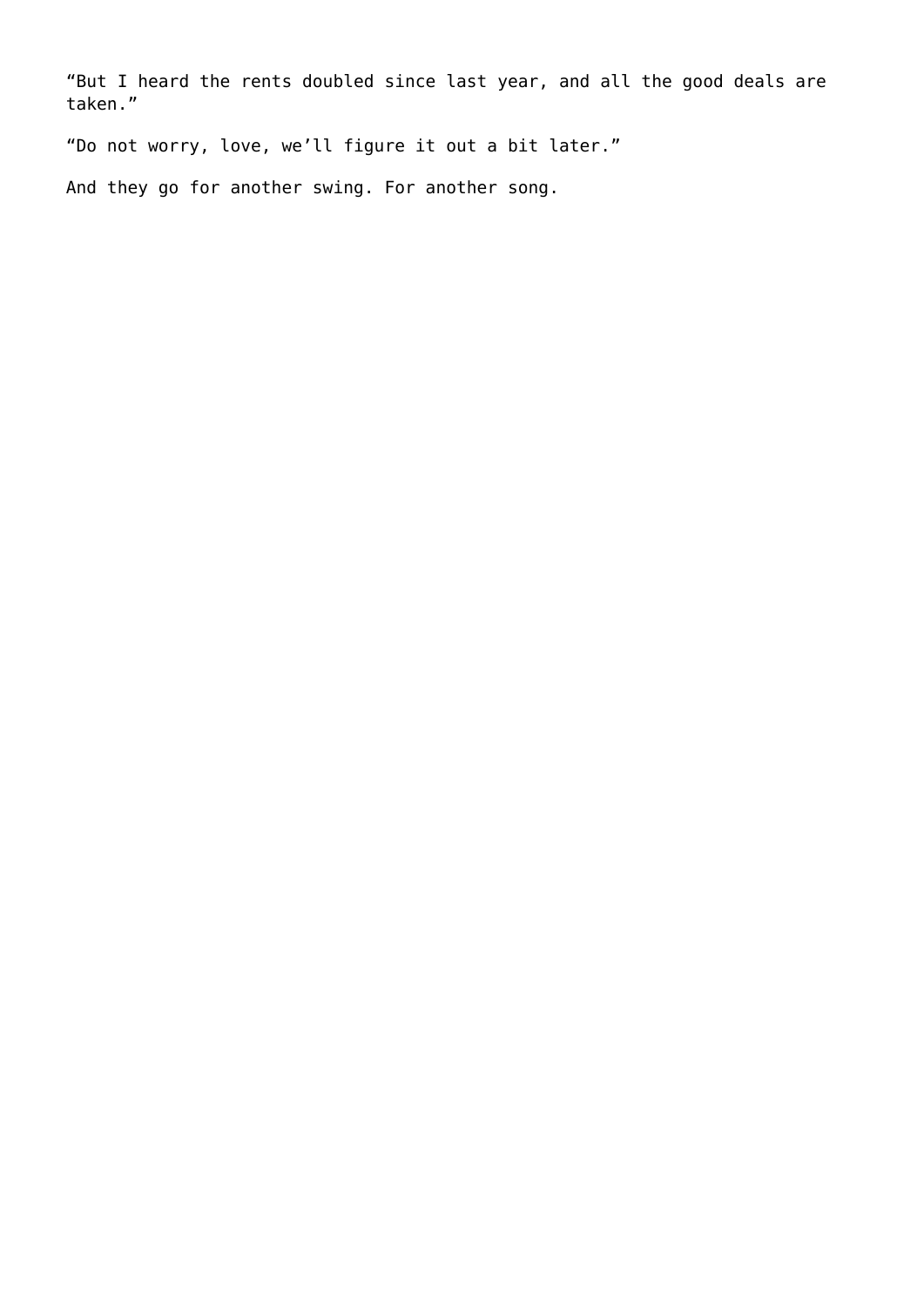“But I heard the rents doubled since last year, and all the good deals are taken.”

“Do not worry, love, we’ll figure it out a bit later.”

And they go for another swing. For another song.